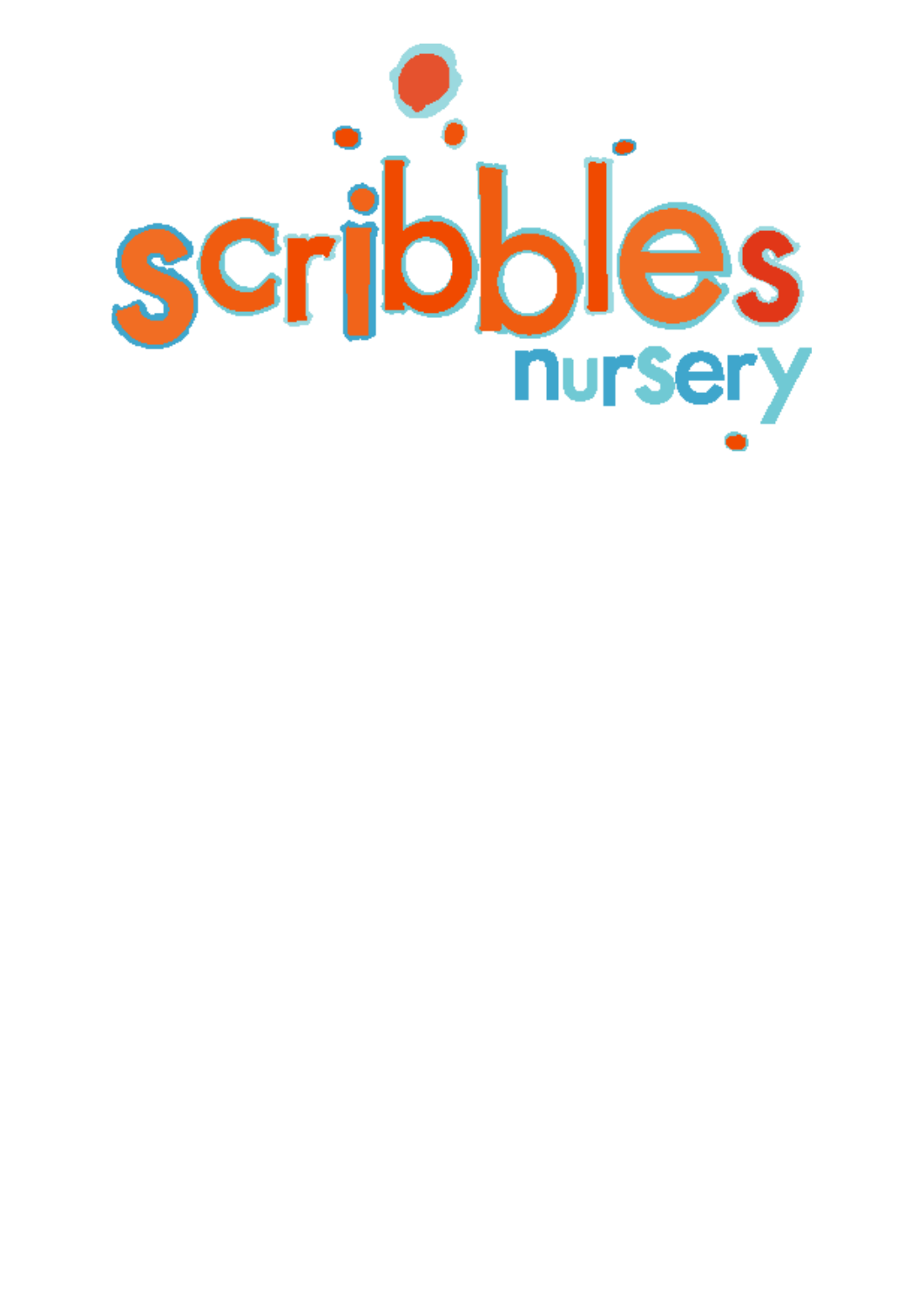# scribbles

## nursery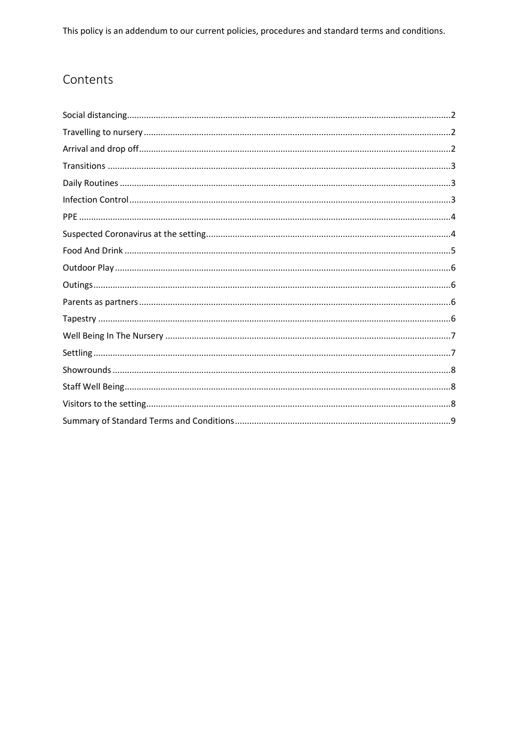This policy is an addendum to our current policies, procedures and standard terms and conditions.

## Contents

Social distancing....................2
Travelling to nursery....................2
Arrival and drop off....................2
Transitions....................3
Daily Routines....................3
Infection Control....................3
PPE....................4
Suspected Coronavirus at the setting....................4
Food And Drink....................5
Outdoor Play....................6
Outings....................6
Parents as partners....................6
Tapestry....................6
Well Being In The Nursery....................7
Settling....................7
Showrounds....................8
Staff Well Being....................8
Visitors to the setting....................8
Summary of Standard Terms and Conditions....................9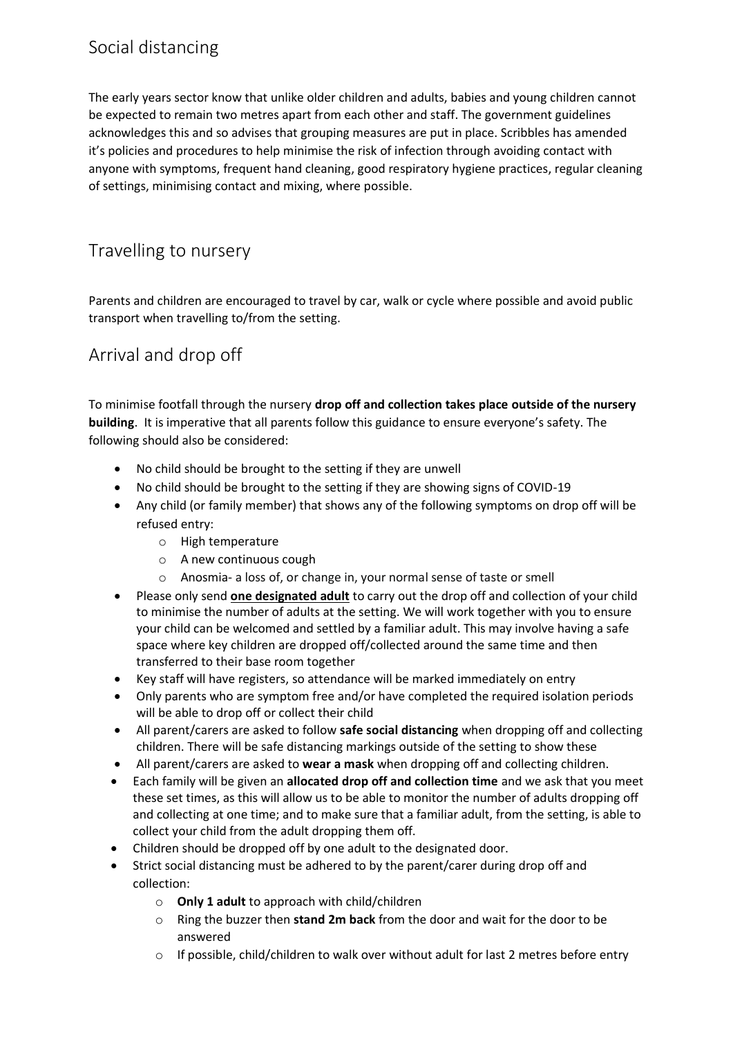## Social distancing

The early years sector know that unlike older children and adults, babies and young children cannot be expected to remain two metres apart from each other and staff. The government guidelines acknowledges this and so advises that grouping measures are put in place. Scribbles has amended it's policies and procedures to help minimise the risk of infection through avoiding contact with anyone with symptoms, frequent hand cleaning, good respiratory hygiene practices, regular cleaning of settings, minimising contact and mixing, where possible.

## Travelling to nursery

Parents and children are encouraged to travel by car, walk or cycle where possible and avoid public transport when travelling to/from the setting.

## Arrival and drop off

To minimise footfall through the nursery **drop off and collection takes place outside of the nursery building**. It is imperative that all parents follow this guidance to ensure everyone's safety. The following should also be considered:

- No child should be brought to the setting if they are unwell
- No child should be brought to the setting if they are showing signs of COVID-19
- Any child (or family member) that shows any of the following symptoms on drop off will be refused entry:
    - High temperature
    - A new continuous cough
    - Anosmia- a loss of, or change in, your normal sense of taste or smell
- Please only send <u>**one designated adult**</u> to carry out the drop off and collection of your child to minimise the number of adults at the setting. We will work together with you to ensure your child can be welcomed and settled by a familiar adult. This may involve having a safe space where key children are dropped off/collected around the same time and then transferred to their base room together
- Key staff will have registers, so attendance will be marked immediately on entry
- Only parents who are symptom free and/or have completed the required isolation periods will be able to drop off or collect their child
- All parent/carers are asked to follow **safe social distancing** when dropping off and collecting children. There will be safe distancing markings outside of the setting to show these
- All parent/carers are asked to **wear a mask** when dropping off and collecting children.
- Each family will be given an **allocated drop off and collection time** and we ask that you meet these set times, as this will allow us to be able to monitor the number of adults dropping off and collecting at one time; and to make sure that a familiar adult, from the setting, is able to collect your child from the adult dropping them off.
- Children should be dropped off by one adult to the designated door.
- Strict social distancing must be adhered to by the parent/carer during drop off and collection:
    - **Only 1 adult** to approach with child/children
    - Ring the buzzer then **stand 2m back** from the door and wait for the door to be answered
    - If possible, child/children to walk over without adult for last 2 metres before entry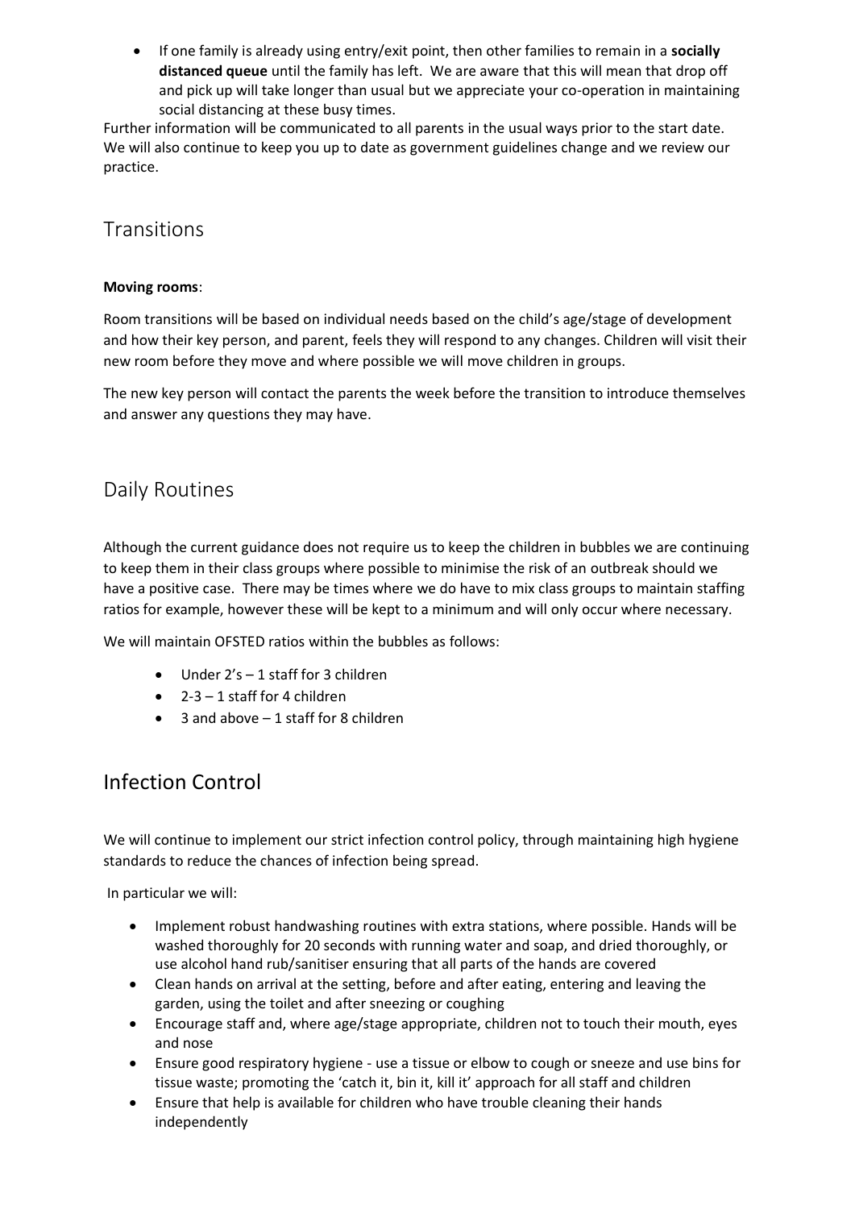- If one family is already using entry/exit point, then other families to remain in a **socially distanced queue** until the family has left. We are aware that this will mean that drop off and pick up will take longer than usual but we appreciate your co-operation in maintaining social distancing at these busy times.

Further information will be communicated to all parents in the usual ways prior to the start date. We will also continue to keep you up to date as government guidelines change and we review our practice.

## Transitions

**Moving rooms**:

Room transitions will be based on individual needs based on the child's age/stage of development and how their key person, and parent, feels they will respond to any changes. Children will visit their new room before they move and where possible we will move children in groups.

The new key person will contact the parents the week before the transition to introduce themselves and answer any questions they may have.

## Daily Routines

Although the current guidance does not require us to keep the children in bubbles we are continuing to keep them in their class groups where possible to minimise the risk of an outbreak should we have a positive case. There may be times where we do have to mix class groups to maintain staffing ratios for example, however these will be kept to a minimum and will only occur where necessary.

We will maintain OFSTED ratios within the bubbles as follows:

- Under 2's – 1 staff for 3 children
- 2-3 – 1 staff for 4 children
- 3 and above – 1 staff for 8 children

## Infection Control

We will continue to implement our strict infection control policy, through maintaining high hygiene standards to reduce the chances of infection being spread.

In particular we will:

- Implement robust handwashing routines with extra stations, where possible. Hands will be washed thoroughly for 20 seconds with running water and soap, and dried thoroughly, or use alcohol hand rub/sanitiser ensuring that all parts of the hands are covered
- Clean hands on arrival at the setting, before and after eating, entering and leaving the garden, using the toilet and after sneezing or coughing
- Encourage staff and, where age/stage appropriate, children not to touch their mouth, eyes and nose
- Ensure good respiratory hygiene - use a tissue or elbow to cough or sneeze and use bins for tissue waste; promoting the 'catch it, bin it, kill it' approach for all staff and children
- Ensure that help is available for children who have trouble cleaning their hands independently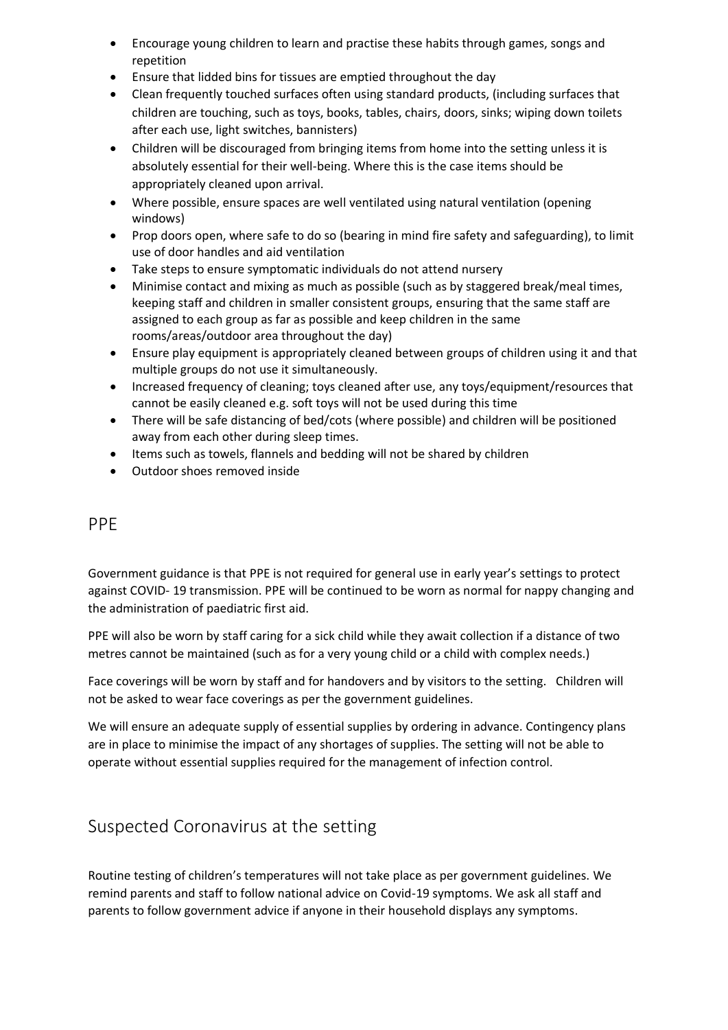- Encourage young children to learn and practise these habits through games, songs and repetition
- Ensure that lidded bins for tissues are emptied throughout the day
- Clean frequently touched surfaces often using standard products, (including surfaces that children are touching, such as toys, books, tables, chairs, doors, sinks; wiping down toilets after each use, light switches, bannisters)
- Children will be discouraged from bringing items from home into the setting unless it is absolutely essential for their well-being. Where this is the case items should be appropriately cleaned upon arrival.
- Where possible, ensure spaces are well ventilated using natural ventilation (opening windows)
- Prop doors open, where safe to do so (bearing in mind fire safety and safeguarding), to limit use of door handles and aid ventilation
- Take steps to ensure symptomatic individuals do not attend nursery
- Minimise contact and mixing as much as possible (such as by staggered break/meal times, keeping staff and children in smaller consistent groups, ensuring that the same staff are assigned to each group as far as possible and keep children in the same rooms/areas/outdoor area throughout the day)
- Ensure play equipment is appropriately cleaned between groups of children using it and that multiple groups do not use it simultaneously.
- Increased frequency of cleaning; toys cleaned after use, any toys/equipment/resources that cannot be easily cleaned e.g. soft toys will not be used during this time
- There will be safe distancing of bed/cots (where possible) and children will be positioned away from each other during sleep times.
- Items such as towels, flannels and bedding will not be shared by children
- Outdoor shoes removed inside

## PPE

Government guidance is that PPE is not required for general use in early year's settings to protect against COVID- 19 transmission. PPE will be continued to be worn as normal for nappy changing and the administration of paediatric first aid.

PPE will also be worn by staff caring for a sick child while they await collection if a distance of two metres cannot be maintained (such as for a very young child or a child with complex needs.)

Face coverings will be worn by staff and for handovers and by visitors to the setting. Children will not be asked to wear face coverings as per the government guidelines.

We will ensure an adequate supply of essential supplies by ordering in advance. Contingency plans are in place to minimise the impact of any shortages of supplies. The setting will not be able to operate without essential supplies required for the management of infection control.

## Suspected Coronavirus at the setting

Routine testing of children's temperatures will not take place as per government guidelines. We remind parents and staff to follow national advice on Covid-19 symptoms. We ask all staff and parents to follow government advice if anyone in their household displays any symptoms.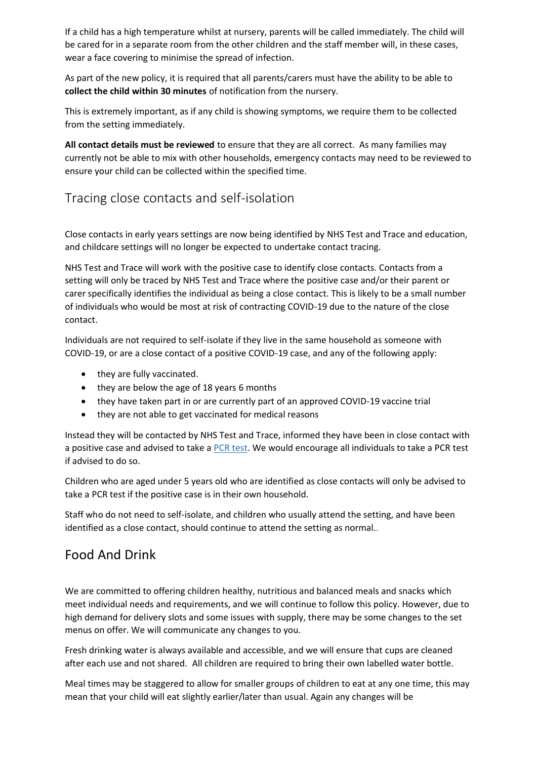If a child has a high temperature whilst at nursery, parents will be called immediately. The child will be cared for in a separate room from the other children and the staff member will, in these cases, wear a face covering to minimise the spread of infection.

As part of the new policy, it is required that all parents/carers must have the ability to be able to **collect the child within 30 minutes** of notification from the nursery.

This is extremely important, as if any child is showing symptoms, we require them to be collected from the setting immediately.

**All contact details must be reviewed** to ensure that they are all correct. As many families may currently not be able to mix with other households, emergency contacts may need to be reviewed to ensure your child can be collected within the specified time.

## Tracing close contacts and self-isolation

Close contacts in early years settings are now being identified by NHS Test and Trace and education, and childcare settings will no longer be expected to undertake contact tracing.

NHS Test and Trace will work with the positive case to identify close contacts. Contacts from a setting will only be traced by NHS Test and Trace where the positive case and/or their parent or carer specifically identifies the individual as being a close contact. This is likely to be a small number of individuals who would be most at risk of contracting COVID-19 due to the nature of the close contact.

Individuals are not required to self-isolate if they live in the same household as someone with COVID-19, or are a close contact of a positive COVID-19 case, and any of the following apply:

- they are fully vaccinated.
- they are below the age of 18 years 6 months
- they have taken part in or are currently part of an approved COVID-19 vaccine trial
- they are not able to get vaccinated for medical reasons

Instead they will be contacted by NHS Test and Trace, informed they have been in close contact with a positive case and advised to take a PCR test. We would encourage all individuals to take a PCR test if advised to do so.

Children who are aged under 5 years old who are identified as close contacts will only be advised to take a PCR test if the positive case is in their own household.

Staff who do not need to self-isolate, and children who usually attend the setting, and have been identified as a close contact, should continue to attend the setting as normal..

## Food And Drink

We are committed to offering children healthy, nutritious and balanced meals and snacks which meet individual needs and requirements, and we will continue to follow this policy. However, due to high demand for delivery slots and some issues with supply, there may be some changes to the set menus on offer. We will communicate any changes to you.

Fresh drinking water is always available and accessible, and we will ensure that cups are cleaned after each use and not shared. All children are required to bring their own labelled water bottle.

Meal times may be staggered to allow for smaller groups of children to eat at any one time, this may mean that your child will eat slightly earlier/later than usual. Again any changes will be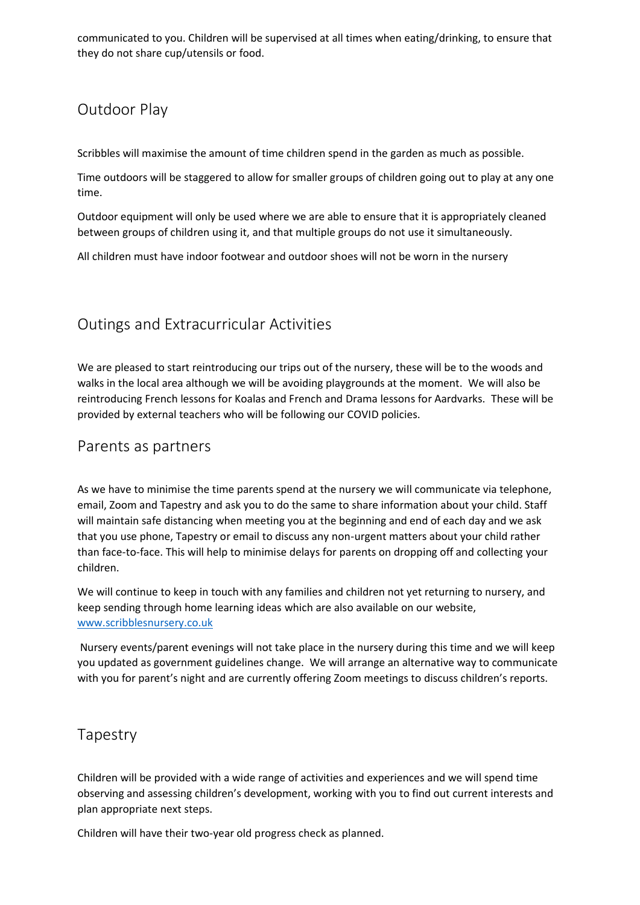communicated to you. Children will be supervised at all times when eating/drinking, to ensure that they do not share cup/utensils or food.

## Outdoor Play

Scribbles will maximise the amount of time children spend in the garden as much as possible.

Time outdoors will be staggered to allow for smaller groups of children going out to play at any one time.

Outdoor equipment will only be used where we are able to ensure that it is appropriately cleaned between groups of children using it, and that multiple groups do not use it simultaneously.

All children must have indoor footwear and outdoor shoes will not be worn in the nursery

## Outings and Extracurricular Activities

We are pleased to start reintroducing our trips out of the nursery, these will be to the woods and walks in the local area although we will be avoiding playgrounds at the moment. We will also be reintroducing French lessons for Koalas and French and Drama lessons for Aardvarks. These will be provided by external teachers who will be following our COVID policies.

## Parents as partners

As we have to minimise the time parents spend at the nursery we will communicate via telephone, email, Zoom and Tapestry and ask you to do the same to share information about your child. Staff will maintain safe distancing when meeting you at the beginning and end of each day and we ask that you use phone, Tapestry or email to discuss any non-urgent matters about your child rather than face-to-face. This will help to minimise delays for parents on dropping off and collecting your children.

We will continue to keep in touch with any families and children not yet returning to nursery, and keep sending through home learning ideas which are also available on our website, www.scribblesnursery.co.uk

Nursery events/parent evenings will not take place in the nursery during this time and we will keep you updated as government guidelines change. We will arrange an alternative way to communicate with you for parent's night and are currently offering Zoom meetings to discuss children's reports.

## Tapestry

Children will be provided with a wide range of activities and experiences and we will spend time observing and assessing children's development, working with you to find out current interests and plan appropriate next steps.

Children will have their two-year old progress check as planned.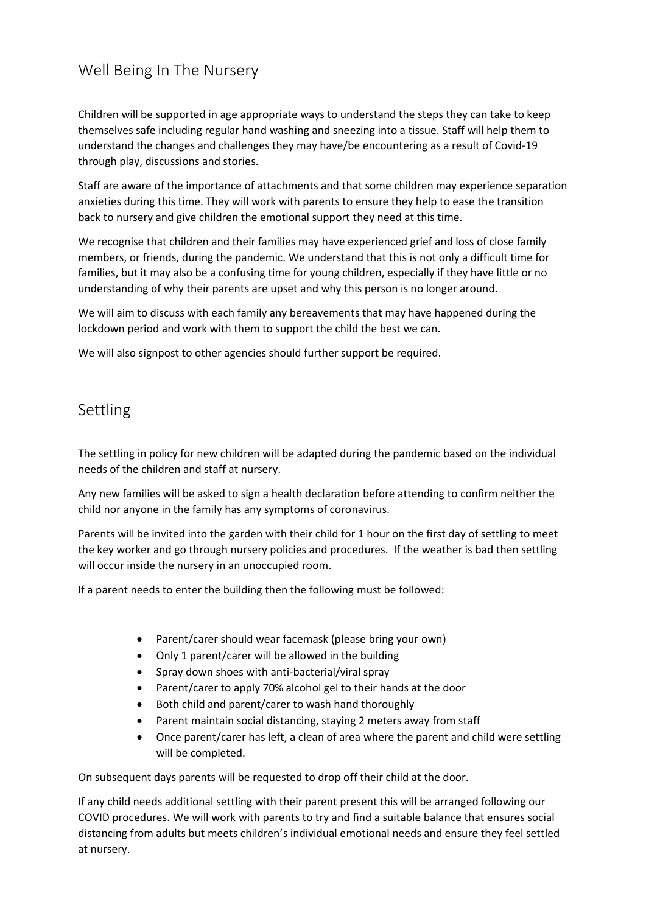## Well Being In The Nursery

Children will be supported in age appropriate ways to understand the steps they can take to keep themselves safe including regular hand washing and sneezing into a tissue. Staff will help them to understand the changes and challenges they may have/be encountering as a result of Covid-19 through play, discussions and stories.

Staff are aware of the importance of attachments and that some children may experience separation anxieties during this time. They will work with parents to ensure they help to ease the transition back to nursery and give children the emotional support they need at this time.

We recognise that children and their families may have experienced grief and loss of close family members, or friends, during the pandemic. We understand that this is not only a difficult time for families, but it may also be a confusing time for young children, especially if they have little or no understanding of why their parents are upset and why this person is no longer around.

We will aim to discuss with each family any bereavements that may have happened during the lockdown period and work with them to support the child the best we can.

We will also signpost to other agencies should further support be required.

## Settling

The settling in policy for new children will be adapted during the pandemic based on the individual needs of the children and staff at nursery.

Any new families will be asked to sign a health declaration before attending to confirm neither the child nor anyone in the family has any symptoms of coronavirus.

Parents will be invited into the garden with their child for 1 hour on the first day of settling to meet the key worker and go through nursery policies and procedures. If the weather is bad then settling will occur inside the nursery in an unoccupied room.

If a parent needs to enter the building then the following must be followed:

- Parent/carer should wear facemask (please bring your own)
- Only 1 parent/carer will be allowed in the building
- Spray down shoes with anti-bacterial/viral spray
- Parent/carer to apply 70% alcohol gel to their hands at the door
- Both child and parent/carer to wash hand thoroughly
- Parent maintain social distancing, staying 2 meters away from staff
- Once parent/carer has left, a clean of area where the parent and child were settling will be completed.

On subsequent days parents will be requested to drop off their child at the door.

If any child needs additional settling with their parent present this will be arranged following our COVID procedures. We will work with parents to try and find a suitable balance that ensures social distancing from adults but meets children's individual emotional needs and ensure they feel settled at nursery.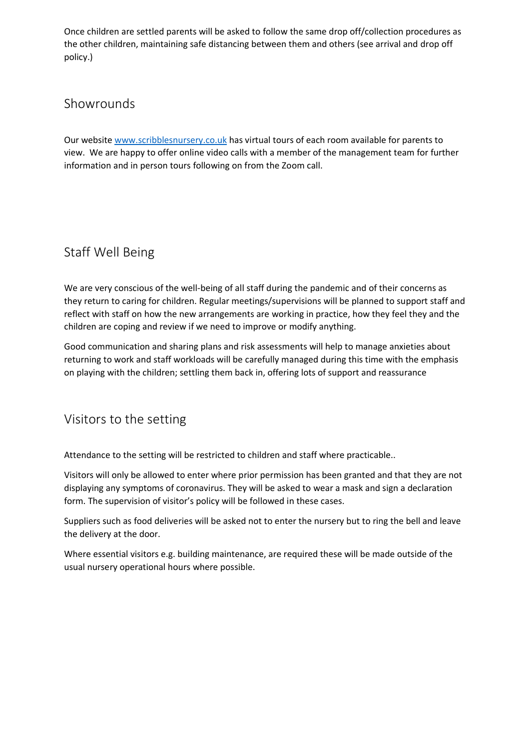Once children are settled parents will be asked to follow the same drop off/collection procedures as the other children, maintaining safe distancing between them and others (see arrival and drop off policy.)

## Showrounds

Our website [www.scribblesnursery.co.uk](http://www.scribblesnursery.co.uk) has virtual tours of each room available for parents to view. We are happy to offer online video calls with a member of the management team for further information and in person tours following on from the Zoom call.

## Staff Well Being

We are very conscious of the well-being of all staff during the pandemic and of their concerns as they return to caring for children. Regular meetings/supervisions will be planned to support staff and reflect with staff on how the new arrangements are working in practice, how they feel they and the children are coping and review if we need to improve or modify anything.

Good communication and sharing plans and risk assessments will help to manage anxieties about returning to work and staff workloads will be carefully managed during this time with the emphasis on playing with the children; settling them back in, offering lots of support and reassurance

## Visitors to the setting

Attendance to the setting will be restricted to children and staff where practicable..

Visitors will only be allowed to enter where prior permission has been granted and that they are not displaying any symptoms of coronavirus. They will be asked to wear a mask and sign a declaration form. The supervision of visitor's policy will be followed in these cases.

Suppliers such as food deliveries will be asked not to enter the nursery but to ring the bell and leave the delivery at the door.

Where essential visitors e.g. building maintenance, are required these will be made outside of the usual nursery operational hours where possible.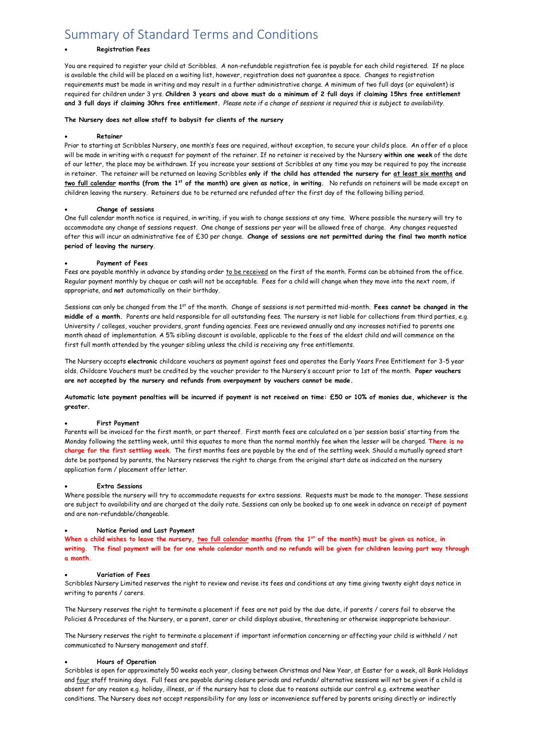# Summary of Standard Terms and Conditions

- **Registration Fees**

You are required to register your child at Scribbles. A non-refundable registration fee is payable for each child registered. If no place is available the child will be placed on a waiting list, however, registration does not guarantee a space. Changes to registration requirements must be made in writing and may result in a further administrative charge. A minimum of two full days (or equivalent) is required for children under 3 yrs. **Children 3 years and above must do a minimum of 2 full days if claiming 15hrs free entitlement and 3 full days if claiming 30hrs free entitlement.** *Please note if a change of sessions is required this is subject to availability.*

**The Nursery does not allow staff to babysit for clients of the nursery**

- **Retainer**

Prior to starting at Scribbles Nursery, one month's fees are required, without exception, to secure your child's place. An offer of a place will be made in writing with a request for payment of the retainer. If no retainer is received by the Nursery **within one week** of the date of our letter, the place may be withdrawn. If you increase your sessions at Scribbles at any time you may be required to pay the increase in retainer. The retainer will be returned on leaving Scribbles **only if the child has attended the nursery for <u>at least six months</u> and <u>two full calendar</u> months (from the 1st of the month) are given as notice, in writing.** No refunds on retainers will be made except on children leaving the nursery. Retainers due to be returned are refunded after the first day of the following billing period.

- **Change of sessions**

One full calendar month notice is required, in writing, if you wish to change sessions at any time. Where possible the nursery will try to accommodate any change of sessions request. One change of sessions per year will be allowed free of charge. Any changes requested after this will incur an administrative fee of £30 per change. **Change of sessions are not permitted during the final two month notice period of leaving the nursery**.

- **Payment of Fees**

Fees are payable monthly in advance by standing order <u>to be received</u> on the first of the month. Forms can be obtained from the office. Regular payment monthly by cheque or cash will not be acceptable. Fees for a child will change when they move into the next room, if appropriate, and **not** automatically on their birthday.

Sessions can only be changed from the 1st of the month. Change of sessions is not permitted mid-month. **Fees cannot be changed in the middle of a month.** Parents are held responsible for all outstanding fees. The nursery is not liable for collections from third parties, e.g. University / colleges, voucher providers, grant funding agencies. Fees are reviewed annually and any increases notified to parents one month ahead of implementation. A 5% sibling discount is available, applicable to the fees of the eldest child and will commence on the first full month attended by the younger sibling unless the child is receiving any free entitlements.

The Nursery accepts **electronic** childcare vouchers as payment against fees and operates the Early Years Free Entitlement for 3-5 year olds. Childcare Vouchers must be credited by the voucher provider to the Nursery's account prior to 1st of the month. **Paper vouchers are not accepted by the nursery and refunds from overpayment by vouchers cannot be made.**

**Automatic late payment penalties will be incurred if payment is not received on time: £50 or 10% of monies due, whichever is the greater.**

- **First Payment**

Parents will be invoiced for the first month, or part thereof. First month fees are calculated on a 'per session basis' starting from the Monday following the settling week, until this equates to more than the normal monthly fee when the lesser will be charged. **There is no charge for the first settling week**. The first months fees are payable by the end of the settling week. Should a mutually agreed start date be postponed by parents, the Nursery reserves the right to charge from the original start date as indicated on the nursery application form / placement offer letter.

- **Extra Sessions**

Where possible the nursery will try to accommodate requests for extra sessions. Requests must be made to the manager. These sessions are subject to availability and are charged at the daily rate. Sessions can only be booked up to one week in advance on receipt of payment and are non-refundable/changeable.

- **Notice Period and Last Payment**

**When a child wishes to leave the nursery, <u>two full calendar</u> months (from the 1st of the month) must be given as notice, in writing. The final payment will be for one whole calendar month and no refunds will be given for children leaving part way through a month.**

- **Variation of Fees**

Scribbles Nursery Limited reserves the right to review and revise its fees and conditions at any time giving twenty eight days notice in writing to parents / carers.

The Nursery reserves the right to terminate a placement if fees are not paid by the due date, if parents / carers fail to observe the Policies & Procedures of the Nursery, or a parent, carer or child displays abusive, threatening or otherwise inappropriate behaviour.

The Nursery reserves the right to terminate a placement if important information concerning or affecting your child is withheld / not communicated to Nursery management and staff.

- **Hours of Operation**

Scribbles is open for approximately 50 weeks each year, closing between Christmas and New Year, at Easter for a week, all Bank Holidays and <u>four</u> staff training days. Full fees are payable during closure periods and refunds/ alternative sessions will not be given if a child is absent for any reason e.g. holiday, illness, or if the nursery has to close due to reasons outside our control e.g. extreme weather conditions. The Nursery does not accept responsibility for any loss or inconvenience suffered by parents arising directly or indirectly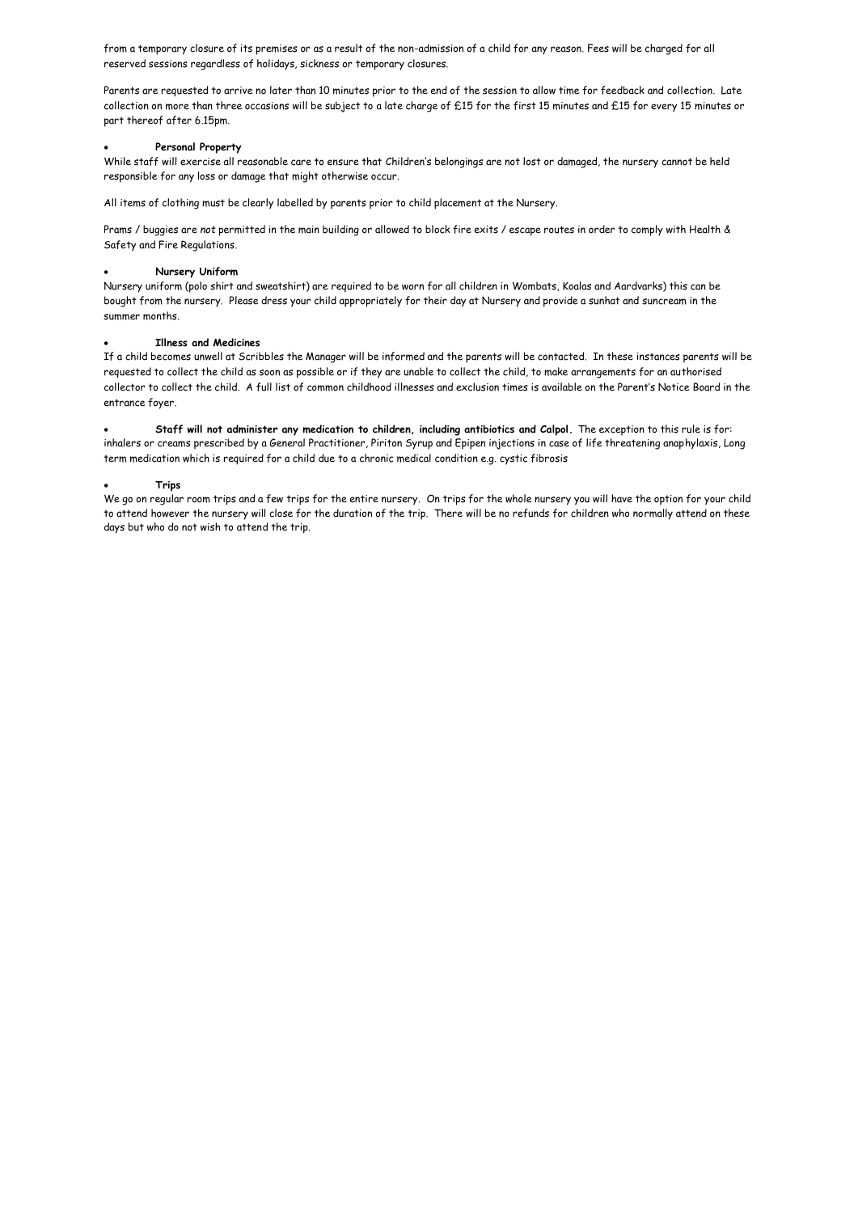from a temporary closure of its premises or as a result of the non-admission of a child for any reason. Fees will be charged for all reserved sessions regardless of holidays, sickness or temporary closures.

Parents are requested to arrive no later than 10 minutes prior to the end of the session to allow time for feedback and collection. Late collection on more than three occasions will be subject to a late charge of £15 for the first 15 minutes and £15 for every 15 minutes or part thereof after 6.15pm.

- **Personal Property**

While staff will exercise all reasonable care to ensure that Children's belongings are not lost or damaged, the nursery cannot be held responsible for any loss or damage that might otherwise occur.

All items of clothing must be clearly labelled by parents prior to child placement at the Nursery.

Prams / buggies are *not* permitted in the main building or allowed to block fire exits / escape routes in order to comply with Health & Safety and Fire Regulations.

- **Nursery Uniform**

Nursery uniform (polo shirt and sweatshirt) are required to be worn for all children in Wombats, Koalas and Aardvarks) this can be bought from the nursery. Please dress your child appropriately for their day at Nursery and provide a sunhat and suncream in the summer months.

- **Illness and Medicines**

If a child becomes unwell at Scribbles the Manager will be informed and the parents will be contacted. In these instances parents will be requested to collect the child as soon as possible or if they are unable to collect the child, to make arrangements for an authorised collector to collect the child. A full list of common childhood illnesses and exclusion times is available on the Parent's Notice Board in the entrance foyer.

- **Staff will not administer any medication to children, including antibiotics and Calpol.** The exception to this rule is for: inhalers or creams prescribed by a General Practitioner, Piriton Syrup and Epipen injections in case of life threatening anaphylaxis, Long term medication which is required for a child due to a chronic medical condition e.g. cystic fibrosis

- **Trips**

We go on regular room trips and a few trips for the entire nursery. On trips for the whole nursery you will have the option for your child to attend however the nursery will close for the duration of the trip. There will be no refunds for children who normally attend on these days but who do not wish to attend the trip.